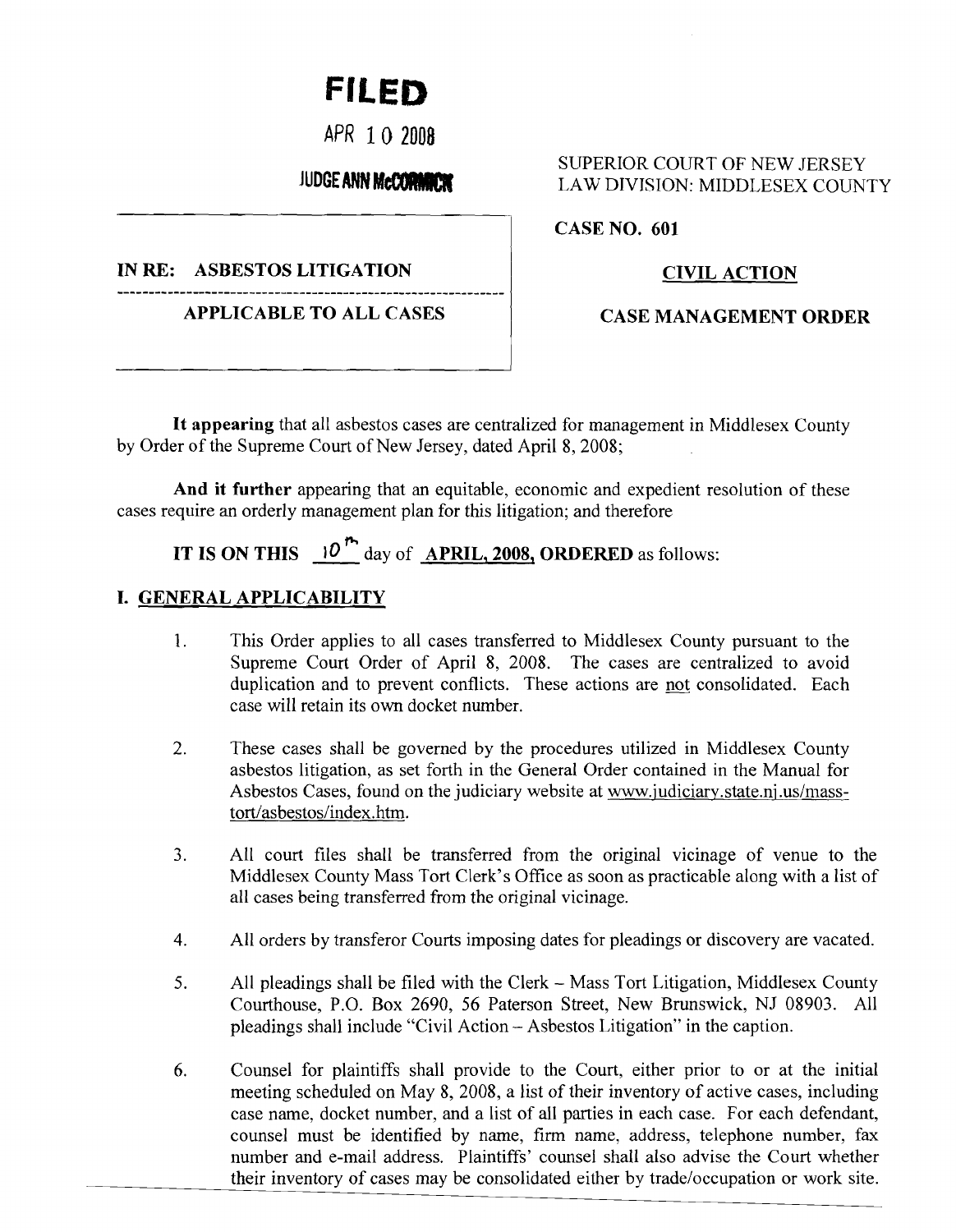# FILED

APR 10 2008

JUDGE ANN McCORMICK

SUPERIOR COURT OF NEW JERSEY
LAW DIVISION: MIDDLESEX COUNTY

**CASE NO. 601**

**IN RE: ASBESTOS LITIGATION**

**APPLICABLE TO ALL CASES**

**CIVIL ACTION**

**CASE MANAGEMENT ORDER**

**It appearing** that all asbestos cases are centralized for management in Middlesex County by Order of the Supreme Court of New Jersey, dated April 8, 2008;

**And it further** appearing that an equitable, economic and expedient resolution of these cases require an orderly management plan for this litigation; and therefore

**IT IS ON THIS** 10th day of **APRIL, 2008, ORDERED** as follows:

## I. GENERAL APPLICABILITY

1. This Order applies to all cases transferred to Middlesex County pursuant to the Supreme Court Order of April 8, 2008. The cases are centralized to avoid duplication and to prevent conflicts. These actions are not consolidated. Each case will retain its own docket number.

2. These cases shall be governed by the procedures utilized in Middlesex County asbestos litigation, as set forth in the General Order contained in the Manual for Asbestos Cases, found on the judiciary website at www.judiciary.state.nj.us/mass-tort/asbestos/index.htm.

3. All court files shall be transferred from the original vicinage of venue to the Middlesex County Mass Tort Clerk's Office as soon as practicable along with a list of all cases being transferred from the original vicinage.

4. All orders by transferor Courts imposing dates for pleadings or discovery are vacated.

5. All pleadings shall be filed with the Clerk – Mass Tort Litigation, Middlesex County Courthouse, P.O. Box 2690, 56 Paterson Street, New Brunswick, NJ 08903. All pleadings shall include "Civil Action – Asbestos Litigation" in the caption.

6. Counsel for plaintiffs shall provide to the Court, either prior to or at the initial meeting scheduled on May 8, 2008, a list of their inventory of active cases, including case name, docket number, and a list of all parties in each case. For each defendant, counsel must be identified by name, firm name, address, telephone number, fax number and e-mail address. Plaintiffs' counsel shall also advise the Court whether their inventory of cases may be consolidated either by trade/occupation or work site.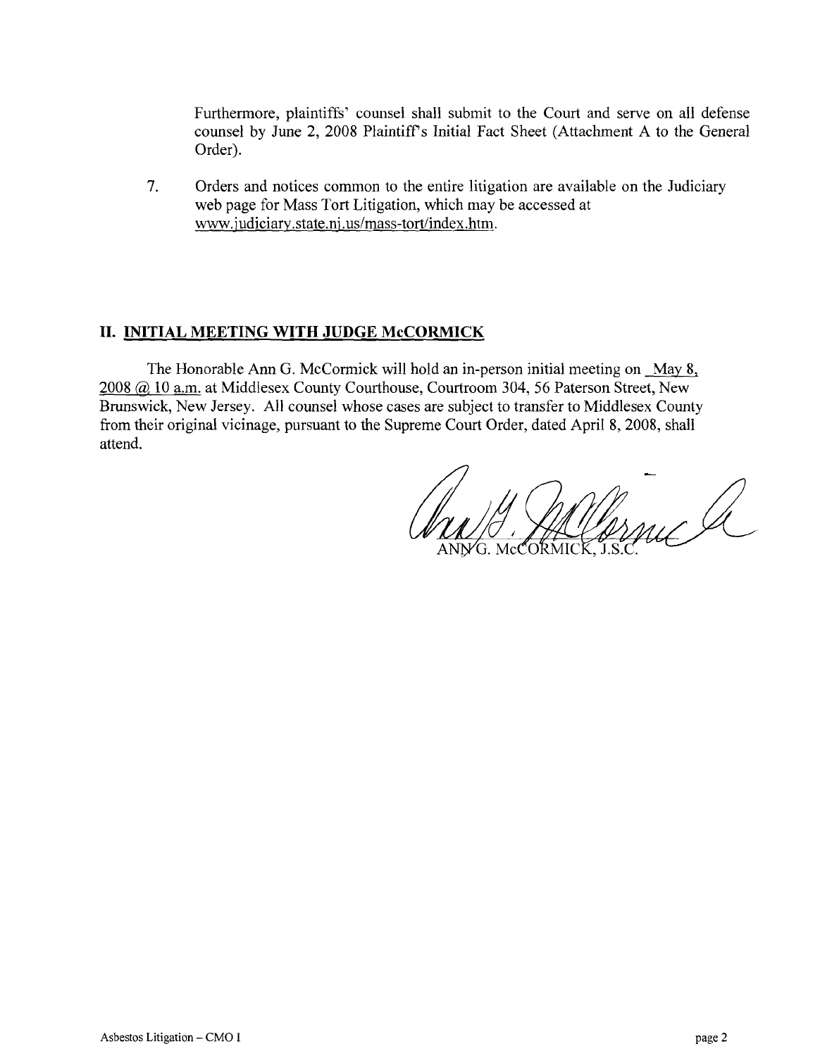Furthermore, plaintiffs' counsel shall submit to the Court and serve on all defense counsel by June 2, 2008 Plaintiff's Initial Fact Sheet (Attachment A to the General Order).

7. Orders and notices common to the entire litigation are available on the Judiciary web page for Mass Tort Litigation, which may be accessed at www.judiciary.state.nj.us/mass-tort/index.htm.

## II. INITIAL MEETING WITH JUDGE McCORMICK

The Honorable Ann G. McCormick will hold an in-person initial meeting on May 8, 2008 @ 10 a.m. at Middlesex County Courthouse, Courtroom 304, 56 Paterson Street, New Brunswick, New Jersey. All counsel whose cases are subject to transfer to Middlesex County from their original vicinage, pursuant to the Supreme Court Order, dated April 8, 2008, shall attend.

ANN G. McCORMICK, J.S.C.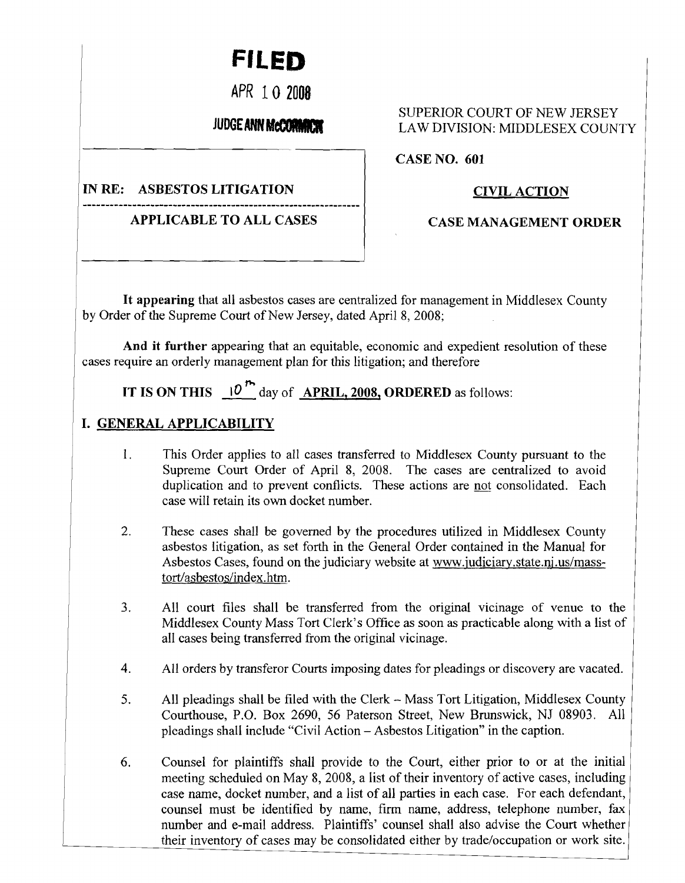**FILED**

APR 10 2008

**JUDGE ANN McCORMICK**

SUPERIOR COURT OF NEW JERSEY
LAW DIVISION: MIDDLESEX COUNTY

**CASE NO. 601**

**IN RE: ASBESTOS LITIGATION**

**APPLICABLE TO ALL CASES**

**CIVIL ACTION**

**CASE MANAGEMENT ORDER**

**It appearing** that all asbestos cases are centralized for management in Middlesex County by Order of the Supreme Court of New Jersey, dated April 8, 2008;

**And it further** appearing that an equitable, economic and expedient resolution of these cases require an orderly management plan for this litigation; and therefore

**IT IS ON THIS** 10th day of **APRIL, 2008, ORDERED** as follows:

## I. GENERAL APPLICABILITY

1. This Order applies to all cases transferred to Middlesex County pursuant to the Supreme Court Order of April 8, 2008. The cases are centralized to avoid duplication and to prevent conflicts. These actions are not consolidated. Each case will retain its own docket number.

2. These cases shall be governed by the procedures utilized in Middlesex County asbestos litigation, as set forth in the General Order contained in the Manual for Asbestos Cases, found on the judiciary website at www.judiciary.state.nj.us/mass-tort/asbestos/index.htm.

3. All court files shall be transferred from the original vicinage of venue to the Middlesex County Mass Tort Clerk's Office as soon as practicable along with a list of all cases being transferred from the original vicinage.

4. All orders by transferor Courts imposing dates for pleadings or discovery are vacated.

5. All pleadings shall be filed with the Clerk – Mass Tort Litigation, Middlesex County Courthouse, P.O. Box 2690, 56 Paterson Street, New Brunswick, NJ 08903. All pleadings shall include "Civil Action – Asbestos Litigation" in the caption.

6. Counsel for plaintiffs shall provide to the Court, either prior to or at the initial meeting scheduled on May 8, 2008, a list of their inventory of active cases, including case name, docket number, and a list of all parties in each case. For each defendant, counsel must be identified by name, firm name, address, telephone number, fax number and e-mail address. Plaintiffs' counsel shall also advise the Court whether their inventory of cases may be consolidated either by trade/occupation or work site.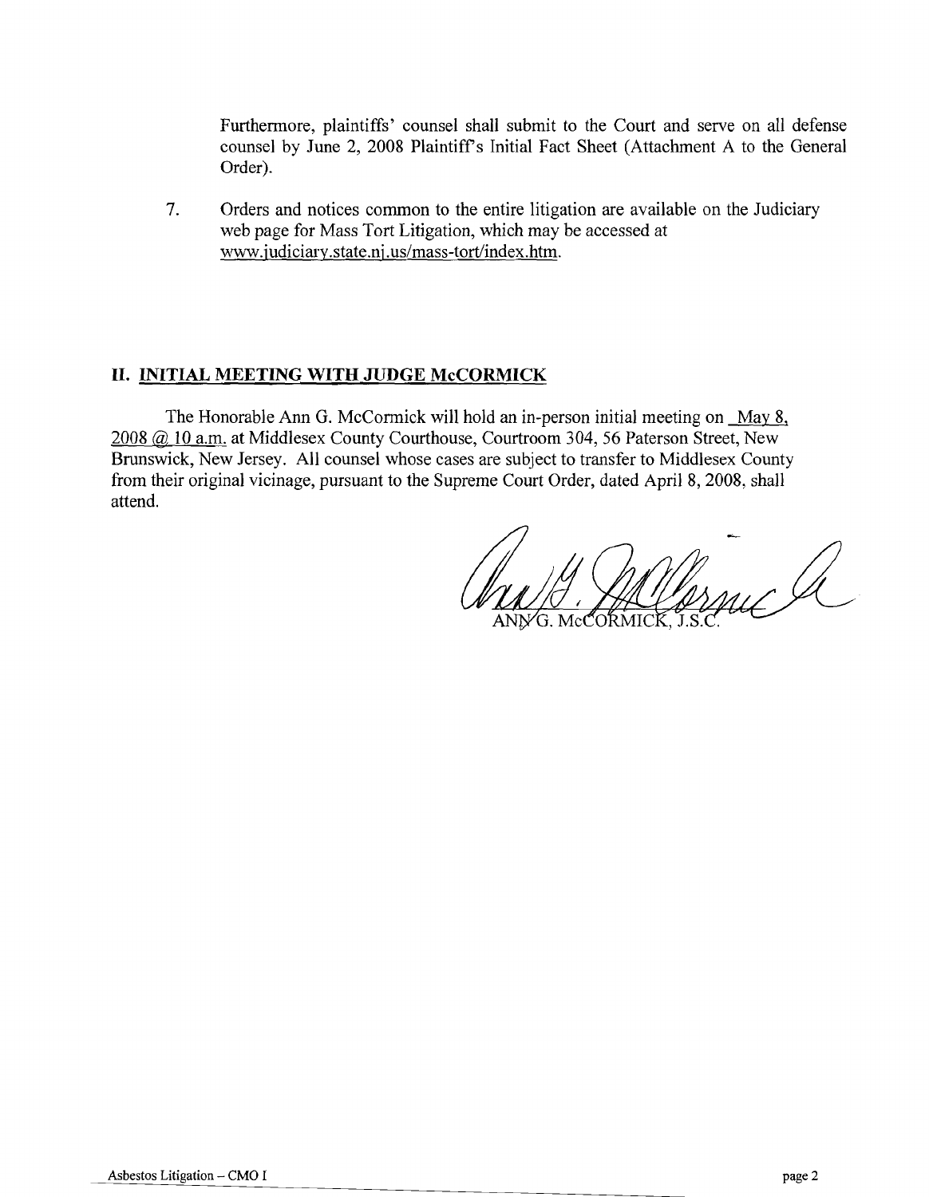Furthermore, plaintiffs' counsel shall submit to the Court and serve on all defense counsel by June 2, 2008 Plaintiff's Initial Fact Sheet (Attachment A to the General Order).

7. Orders and notices common to the entire litigation are available on the Judiciary web page for Mass Tort Litigation, which may be accessed at www.judiciary.state.nj.us/mass-tort/index.htm.

## II. INITIAL MEETING WITH JUDGE McCORMICK

The Honorable Ann G. McCormick will hold an in-person initial meeting on May 8, 2008 @ 10 a.m. at Middlesex County Courthouse, Courtroom 304, 56 Paterson Street, New Brunswick, New Jersey. All counsel whose cases are subject to transfer to Middlesex County from their original vicinage, pursuant to the Supreme Court Order, dated April 8, 2008, shall attend.

ANN G. McCORMICK, J.S.C.